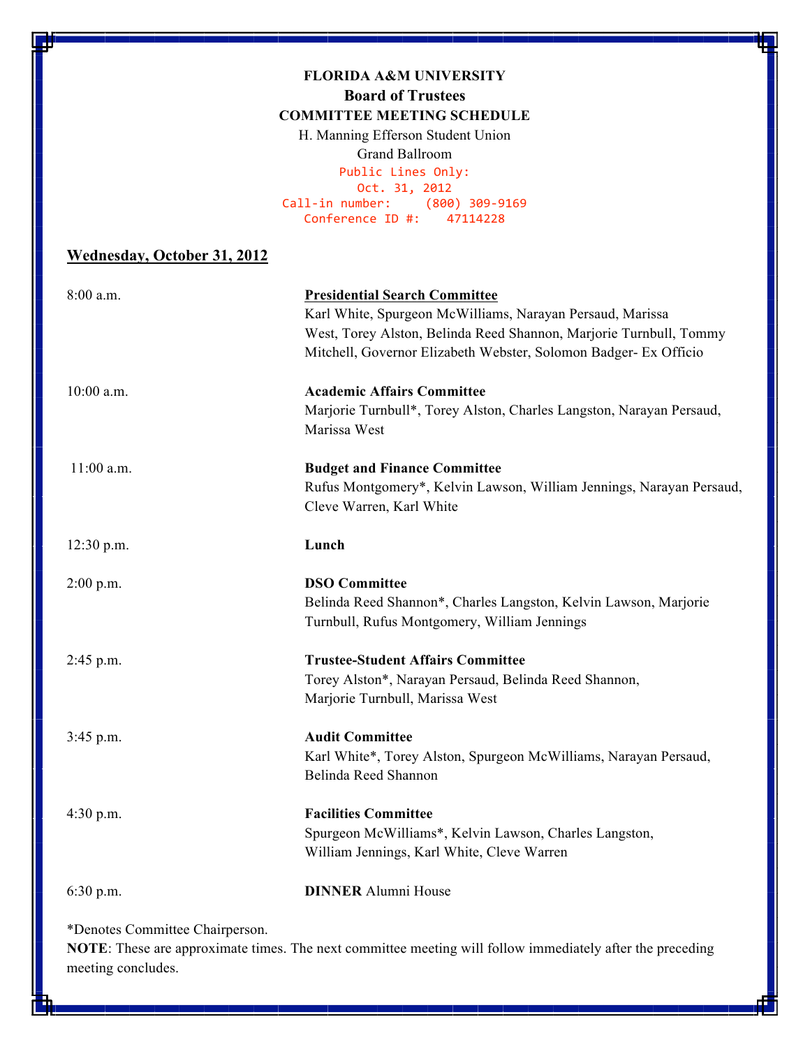**FLORIDA A&M UNIVERSITY**

**Board of Trustees**

**COMMITTEE MEETING SCHEDULE**

H. Manning Efferson Student Union

Grand Ballroom

Public Lines Only:
Oct. 31, 2012
Call-in number: (800) 309-9169
Conference ID #: 47114228

**Wednesday, October 31, 2012**

| Time | Meeting |
| --- | --- |
| 8:00 a.m. | **Presidential Search Committee** Karl White, Spurgeon McWilliams, Narayan Persaud, Marissa West, Torey Alston, Belinda Reed Shannon, Marjorie Turnbull, Tommy Mitchell, Governor Elizabeth Webster, Solomon Badger- Ex Officio |
| 10:00 a.m. | **Academic Affairs Committee** Marjorie Turnbull*, Torey Alston, Charles Langston, Narayan Persaud, Marissa West |
| 11:00 a.m. | **Budget and Finance Committee** Rufus Montgomery*, Kelvin Lawson, William Jennings, Narayan Persaud, Cleve Warren, Karl White |
| 12:30 p.m. | **Lunch** |
| 2:00 p.m. | **DSO Committee** Belinda Reed Shannon*, Charles Langston, Kelvin Lawson, Marjorie Turnbull, Rufus Montgomery, William Jennings |
| 2:45 p.m. | **Trustee-Student Affairs Committee** Torey Alston*, Narayan Persaud, Belinda Reed Shannon, Marjorie Turnbull, Marissa West |
| 3:45 p.m. | **Audit Committee** Karl White*, Torey Alston, Spurgeon McWilliams, Narayan Persaud, Belinda Reed Shannon |
| 4:30 p.m. | **Facilities Committee** Spurgeon McWilliams*, Kelvin Lawson, Charles Langston, William Jennings, Karl White, Cleve Warren |
| 6:30 p.m. | **DINNER** Alumni House |

*Denotes Committee Chairperson.

**NOTE**: These are approximate times. The next committee meeting will follow immediately after the preceding meeting concludes.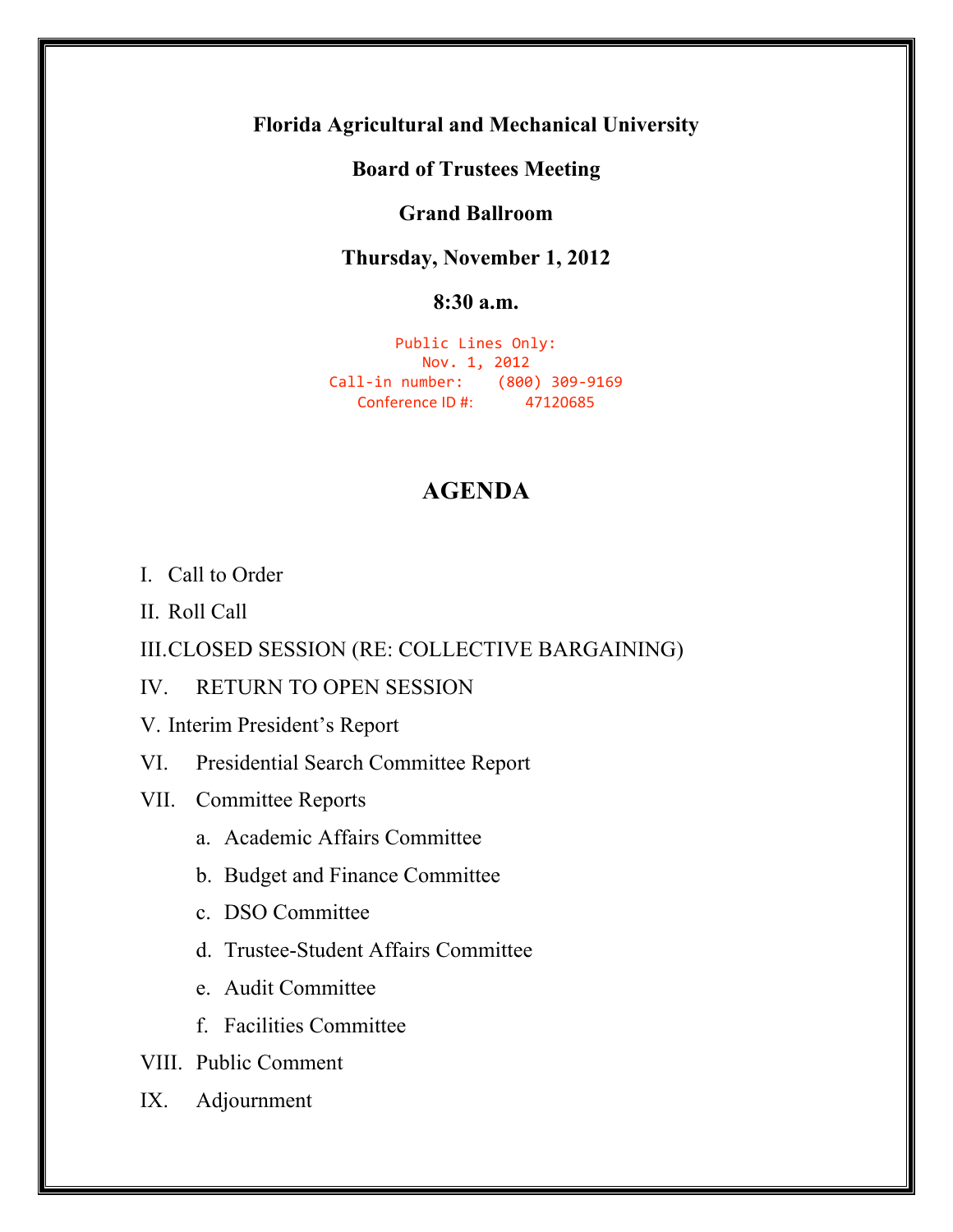**Florida Agricultural and Mechanical University**

**Board of Trustees Meeting**

**Grand Ballroom**

**Thursday, November 1, 2012**

**8:30 a.m.**

Public Lines Only:
Nov. 1, 2012
Call-in number: (800) 309-9169
Conference ID #: 47120685

## AGENDA

I. Call to Order

II. Roll Call

III. CLOSED SESSION (RE: COLLECTIVE BARGAINING)

IV. RETURN TO OPEN SESSION

V. Interim President's Report

VI. Presidential Search Committee Report

VII. Committee Reports

   a. Academic Affairs Committee

   b. Budget and Finance Committee

   c. DSO Committee

   d. Trustee-Student Affairs Committee

   e. Audit Committee

   f. Facilities Committee

VIII. Public Comment

IX. Adjournment